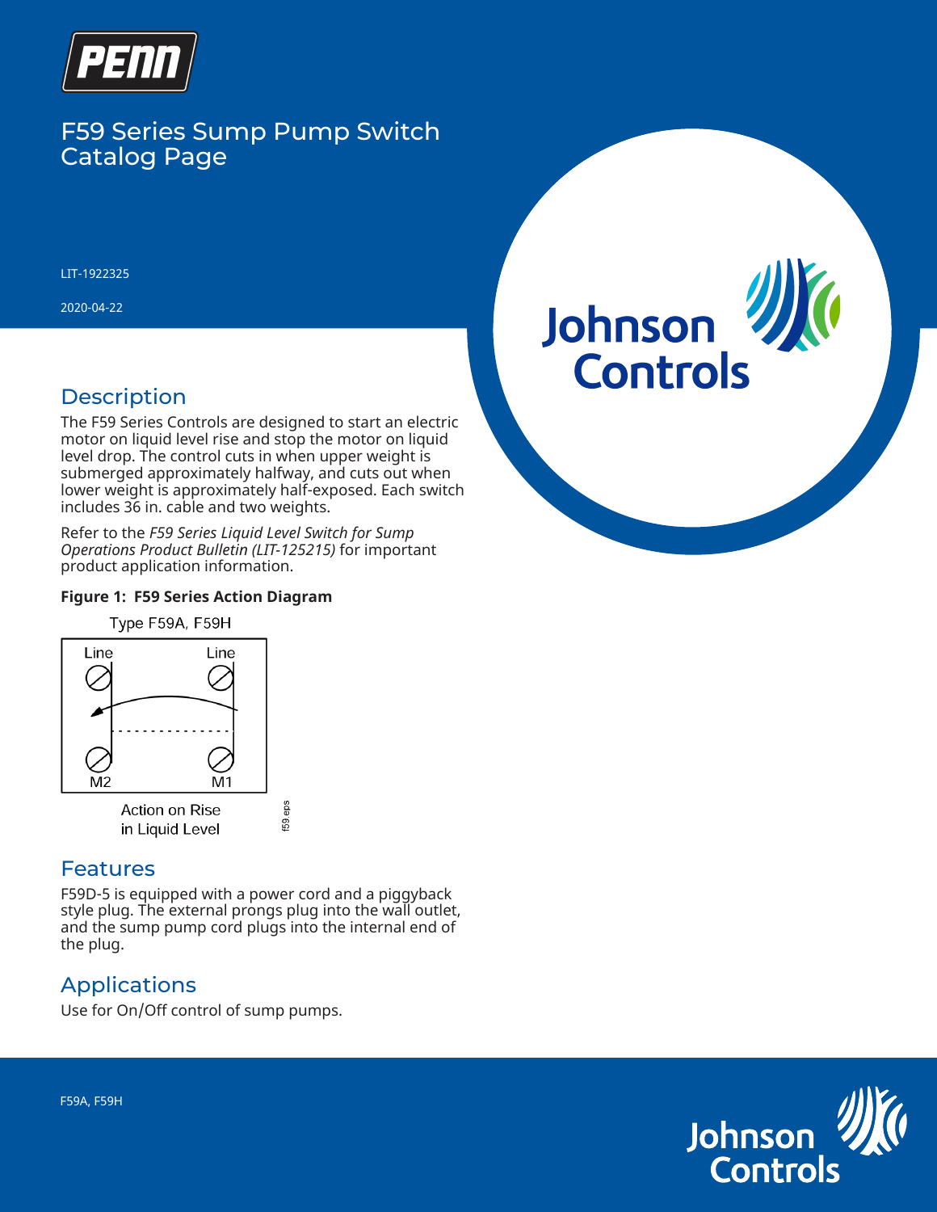# F59 Series Sump Pump Switch Catalog Page

LIT-1922325

2020-04-22

## Description

The F59 Series Controls are designed to start an electric motor on liquid level rise and stop the motor on liquid level drop. The control cuts in when upper weight is submerged approximately halfway, and cuts out when lower weight is approximately half-exposed. Each switch includes 36 in. cable and two weights.

Refer to the *F59 Series Liquid Level Switch for Sump Operations Product Bulletin (LIT-125215)* for important product application information.

**Figure 1: F59 Series Action Diagram**

Type F59A, F59H

Line Line

M2 M1

Action on Rise in Liquid Level

## Features

F59D-5 is equipped with a power cord and a piggyback style plug. The external prongs plug into the wall outlet, and the sump pump cord plugs into the internal end of the plug.

## Applications

Use for On/Off control of sump pumps.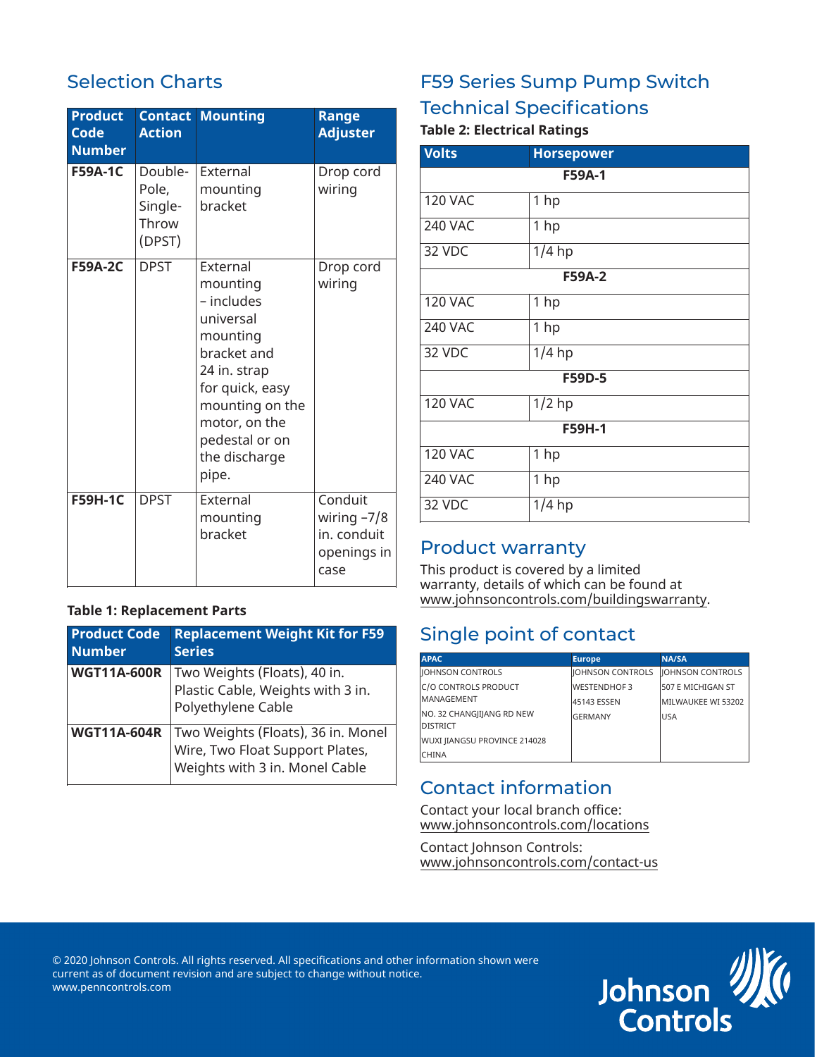## Selection Charts

| Product Code Number | Contact Action | Mounting | Range Adjuster |
|---|---|---|---|
| **F59A-1C** | Double-Pole, Single-Throw (DPST) | External mounting bracket | Drop cord wiring |
| **F59A-2C** | DPST | External mounting – includes universal mounting bracket and 24 in. strap for quick, easy mounting on the motor, on the pedestal or on the discharge pipe. | Drop cord wiring |
| **F59H-1C** | DPST | External mounting bracket | Conduit wiring –7/8 in. conduit openings in case |

**Table 1: Replacement Parts**

| Product Code Number | Replacement Weight Kit for F59 Series |
|---|---|
| **WGT11A-600R** | Two Weights (Floats), 40 in. Plastic Cable, Weights with 3 in. Polyethylene Cable |
| **WGT11A-604R** | Two Weights (Floats), 36 in. Monel Wire, Two Float Support Plates, Weights with 3 in. Monel Cable |

## F59 Series Sump Pump Switch Technical Specifications

**Table 2: Electrical Ratings**

| Volts | Horsepower |
|---|---|
| **F59A-1** | |
| 120 VAC | 1 hp |
| 240 VAC | 1 hp |
| 32 VDC | 1/4 hp |
| **F59A-2** | |
| 120 VAC | 1 hp |
| 240 VAC | 1 hp |
| 32 VDC | 1/4 hp |
| **F59D-5** | |
| 120 VAC | 1/2 hp |
| **F59H-1** | |
| 120 VAC | 1 hp |
| 240 VAC | 1 hp |
| 32 VDC | 1/4 hp |

## Product warranty

This product is covered by a limited warranty, details of which can be found at www.johnsoncontrols.com/buildingswarranty.

## Single point of contact

| APAC | Europe | NA/SA |
|---|---|---|
| JOHNSON CONTROLS | JOHNSON CONTROLS | JOHNSON CONTROLS |
| C/O CONTROLS PRODUCT MANAGEMENT | WESTENDHOF 3 | 507 E MICHIGAN ST |
| NO. 32 CHANGJIJANG RD NEW DISTRICT | 45143 ESSEN | MILWAUKEE WI 53202 |
| WUXI JIANGSU PROVINCE 214028 | GERMANY | USA |
| CHINA | | |

## Contact information

Contact your local branch office:
www.johnsoncontrols.com/locations

Contact Johnson Controls:
www.johnsoncontrols.com/contact-us

© 2020 Johnson Controls. All rights reserved. All specifications and other information shown were current as of document revision and are subject to change without notice.
www.penncontrols.com